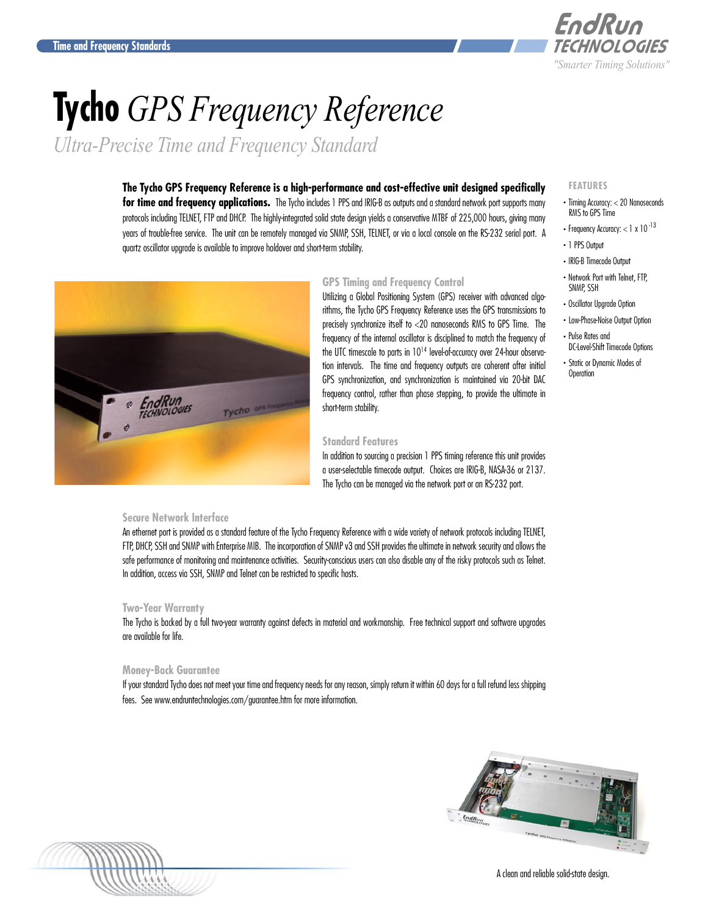# Tycho *GPS Frequency Reference*

*Ultra-Precise Time and Frequency Standard*

**The Tycho GPS Frequency Reference is a high-performance and cost-effective unit designed specifically for time and frequency applications.** The Tycho includes 1 PPS and IRIG-B as outputs and a standard network port supports many protocols including TELNET, FTP and DHCP. The highly-integrated solid state design yields a conservative MTBF of 225,000 hours, giving many years of trouble-free service. The unit can be remotely managed via SNMP, SSH, TELNET, or via a local console on the RS-232 serial port. A quartz oscillator upgrade is available to improve holdover and short-term stability.

### FEATURES

- Timing Accuracy: < 20 Nanoseconds RMS to GPS Time
- Frequency Accuracy: < $1 \times 10^{-13}$
- 1 PPS Output
- IRIG-B Timecode Output
- Network Port with Telnet, FTP, SNMP, SSH
- Oscillator Upgrade Option
- Low-Phase-Noise Output Option
- Pulse Rates and DC-Level-Shift Timecode Options
- Static or Dynamic Modes of Operation

### GPS Timing and Frequency Control

Utilizing a Global Positioning System (GPS) receiver with advanced algorithms, the Tycho GPS Frequency Reference uses the GPS transmissions to precisely synchronize itself to <20 nanoseconds RMS to GPS Time. The frequency of the internal oscillator is disciplined to match the frequency of the UTC timescale to parts in $10^{14}$ level-of-accuracy over 24-hour observation intervals. The time and frequency outputs are coherent after initial GPS synchronization, and synchronization is maintained via 20-bit DAC frequency control, rather than phase stepping, to provide the ultimate in short-term stability.

### Standard Features

In addition to sourcing a precision 1 PPS timing reference this unit provides a user-selectable timecode output. Choices are IRIG-B, NASA-36 or 2137. The Tycho can be managed via the network port or an RS-232 port.

### Secure Network Interface

An ethernet port is provided as a standard feature of the Tycho Frequency Reference with a wide variety of network protocols including TELNET, FTP, DHCP, SSH and SNMP with Enterprise MIB. The incorporation of SNMP v3 and SSH provides the ultimate in network security and allows the safe performance of monitoring and maintenance activities. Security-conscious users can also disable any of the risky protocols such as Telnet. In addition, access via SSH, SNMP and Telnet can be restricted to specific hosts.

### Two-Year Warranty

The Tycho is backed by a full two-year warranty against defects in material and workmanship. Free technical support and software upgrades are available for life.

### Money-Back Guarantee

If your standard Tycho does not meet your time and frequency needs for any reason, simply return it within 60 days for a full refund less shipping fees. See www.endruntechnologies.com/guarantee.htm for more information.

A clean and reliable solid-state design.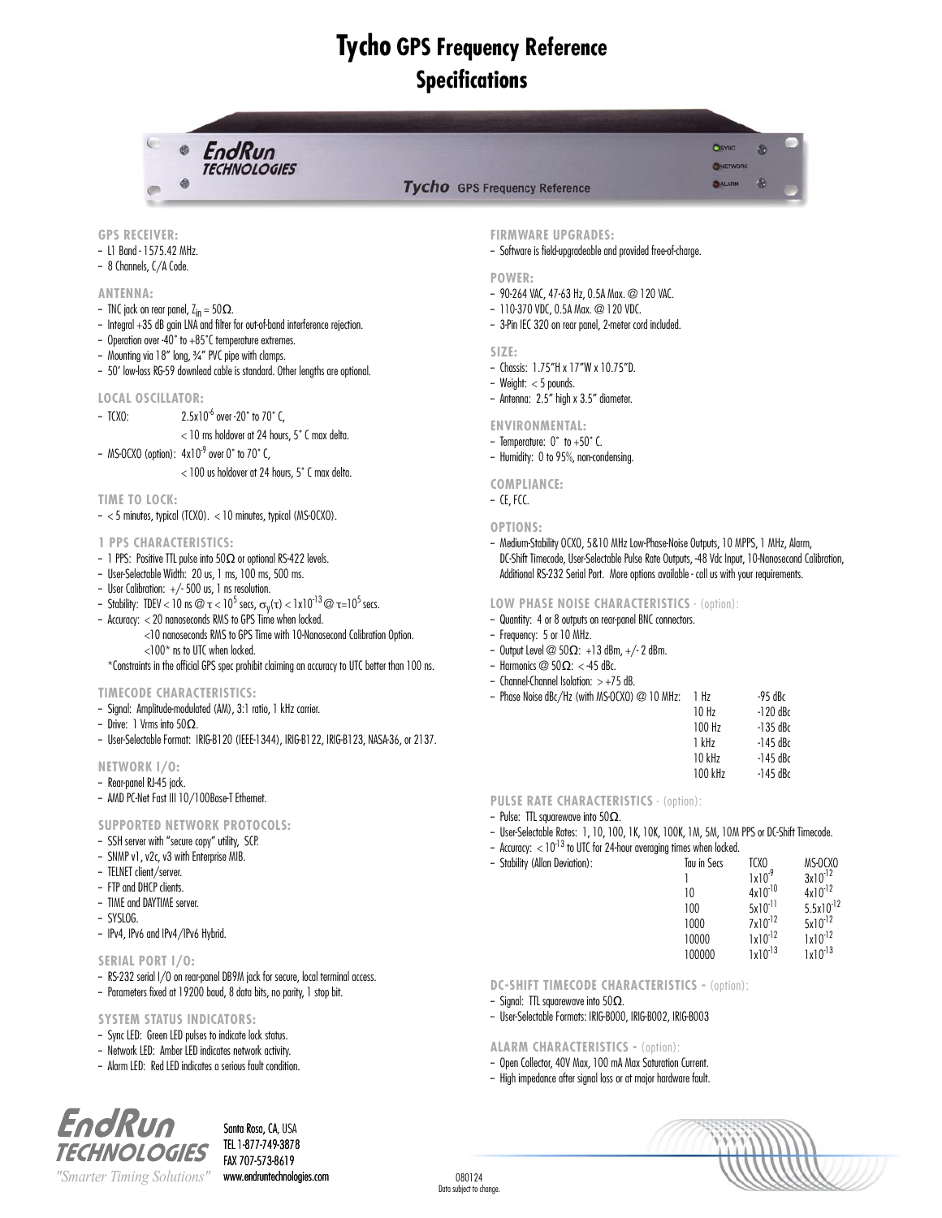# Tycho GPS Frequency Reference
## Specifications

### GPS RECEIVER:
- L1 Band - 1575.42 MHz.
- 8 Channels, C/A Code.

### ANTENNA:
- TNC jack on rear panel, $Z_{in} = 50\Omega$.
- Integral +35 dB gain LNA and filter for out-of-band interference rejection.
- Operation over -40° to +85°C temperature extremes.
- Mounting via 18" long, ¾" PVC pipe with clamps.
- 50' low-loss RG-59 downlead cable is standard. Other lengths are optional.

### LOCAL OSCILLATOR:
- TCXO: $2.5\times10^{-6}$ over -20° to 70° C,
  < 10 ms holdover at 24 hours, 5° C max delta.
- MS-OCXO (option): $4\times10^{-9}$ over 0° to 70° C,
  < 100 us holdover at 24 hours, 5° C max delta.

### TIME TO LOCK:
- < 5 minutes, typical (TCXO). < 10 minutes, typical (MS-OCXO).

### 1 PPS CHARACTERISTICS:
- 1 PPS: Positive TTL pulse into 50Ω or optional RS-422 levels.
- User-Selectable Width: 20 us, 1 ms, 100 ms, 500 ms.
- User Calibration: +/- 500 us, 1 ns resolution.
- Stability: TDEV < 10 ns @ $\tau < 10^5$ secs, $\sigma_y(\tau) < 1\times10^{-13}$ @ $\tau=10^5$ secs.
- Accuracy: < 20 nanoseconds RMS to GPS Time when locked.
  <10 nanoseconds RMS to GPS Time with 10-Nanosecond Calibration Option.
  <100* ns to UTC when locked.

*Constraints in the official GPS spec prohibit claiming an accuracy to UTC better than 100 ns.

### TIMECODE CHARACTERISTICS:
- Signal: Amplitude-modulated (AM), 3:1 ratio, 1 kHz carrier.
- Drive: 1 Vrms into 50Ω.
- User-Selectable Format: IRIG-B120 (IEEE-1344), IRIG-B122, IRIG-B123, NASA-36, or 2137.

### NETWORK I/O:
- Rear-panel RJ-45 jack.
- AMD PC-Net Fast III 10/100Base-T Ethernet.

### SUPPORTED NETWORK PROTOCOLS:
- SSH server with "secure copy" utility, SCP.
- SNMP v1, v2c, v3 with Enterprise MIB.
- TELNET client/server.
- FTP and DHCP clients.
- TIME and DAYTIME server.
- SYSLOG.
- IPv4, IPv6 and IPv4/IPv6 Hybrid.

### SERIAL PORT I/O:
- RS-232 serial I/O on rear-panel DB9M jack for secure, local terminal access.
- Parameters fixed at 19200 baud, 8 data bits, no parity, 1 stop bit.

### SYSTEM STATUS INDICATORS:
- Sync LED: Green LED pulses to indicate lock status.
- Network LED: Amber LED indicates network activity.
- Alarm LED: Red LED indicates a serious fault condition.

### FIRMWARE UPGRADES:
- Software is field-upgradeable and provided free-of-charge.

### POWER:
- 90-264 VAC, 47-63 Hz, 0.5A Max. @ 120 VAC.
- 110-370 VDC, 0.5A Max. @ 120 VDC.
- 3-Pin IEC 320 on rear panel, 2-meter cord included.

### SIZE:
- Chassis: 1.75"H x 17"W x 10.75"D.
- Weight: < 5 pounds.
- Antenna: 2.5" high x 3.5" diameter.

### ENVIRONMENTAL:
- Temperature: 0° to +50° C.
- Humidity: 0 to 95%, non-condensing.

### COMPLIANCE:
- CE, FCC.

### OPTIONS:
- Medium-Stability OCXO, 5&10 MHz Low-Phase-Noise Outputs, 10 MPPS, 1 MHz, Alarm, DC-Shift Timecode, User-Selectable Pulse Rate Outputs, -48 Vdc Input, 10-Nanosecond Calibration, Additional RS-232 Serial Port. More options available - call us with your requirements.

### LOW PHASE NOISE CHARACTERISTICS - (option):
- Quantity: 4 or 8 outputs on rear-panel BNC connectors.
- Frequency: 5 or 10 MHz.
- Output Level @ 50Ω: +13 dBm, +/- 2 dBm.
- Harmonics @ 50Ω: < -45 dBc.
- Channel-Channel Isolation: > +75 dB.
- Phase Noise dBc/Hz (with MS-OCXO) @ 10 MHz:

| | |
|---|---|
| 1 Hz | -95 dBc |
| 10 Hz | -120 dBc |
| 100 Hz | -135 dBc |
| 1 kHz | -145 dBc |
| 10 kHz | -145 dBc |
| 100 kHz | -145 dBc |

### PULSE RATE CHARACTERISTICS - (option):
- Pulse: TTL squarewave into 50Ω.
- User-Selectable Rates: 1, 10, 100, 1K, 10K, 100K, 1M, 5M, 10M PPS or DC-Shift Timecode.
- Accuracy: < $10^{-13}$ to UTC for 24-hour averaging times when locked.
- Stability (Allan Deviation):

| Tau in Secs | TCXO | MS-OCXO |
|---|---|---|
| 1 | $1\times10^{-9}$ | $3\times10^{-12}$ |
| 10 | $4\times10^{-10}$ | $4\times10^{-12}$ |
| 100 | $5\times10^{-11}$ | $5.5\times10^{-12}$ |
| 1000 | $7\times10^{-12}$ | $5\times10^{-12}$ |
| 10000 | $1\times10^{-12}$ | $1\times10^{-12}$ |
| 100000 | $1\times10^{-13}$ | $1\times10^{-13}$ |

### DC-SHIFT TIMECODE CHARACTERISTICS - (option):
- Signal: TTL squarewave into 50Ω.
- User-Selectable Formats: IRIG-B000, IRIG-B002, IRIG-B003

### ALARM CHARACTERISTICS - (option):
- Open Collector, 40V Max, 100 mA Max Saturation Current.
- High impedance after signal loss or at major hardware fault.

EndRun TECHNOLOGIES
"Smarter Timing Solutions"

Santa Rosa, CA, USA
TEL 1-877-749-3878
FAX 707-573-8619
www.endruntechnologies.com

080124
Data subject to change.